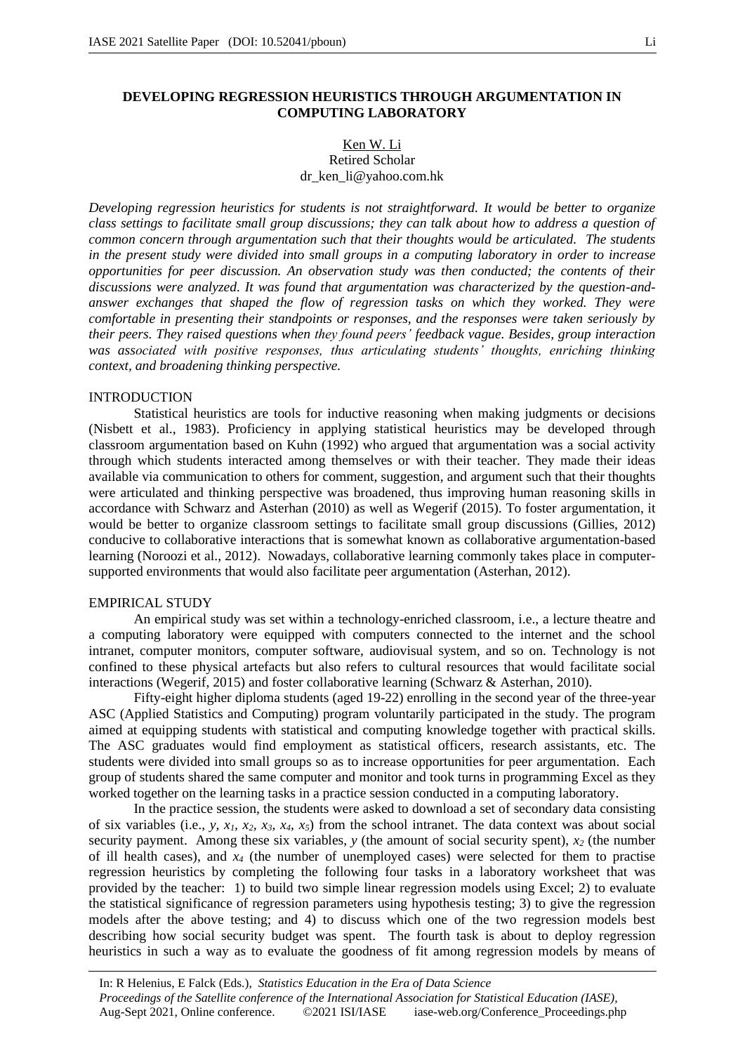# DEVELOPING REGRESSION HEURISTICS THROUGH ARGUMENTATION IN COMPUTING LABORATORY

Ken W. Li
Retired Scholar
dr_ken_li@yahoo.com.hk

*Developing regression heuristics for students is not straightforward. It would be better to organize class settings to facilitate small group discussions; they can talk about how to address a question of common concern through argumentation such that their thoughts would be articulated. The students in the present study were divided into small groups in a computing laboratory in order to increase opportunities for peer discussion. An observation study was then conducted; the contents of their discussions were analyzed. It was found that argumentation was characterized by the question-and-answer exchanges that shaped the flow of regression tasks on which they worked. They were comfortable in presenting their standpoints or responses, and the responses were taken seriously by their peers. They raised questions when they found peers' feedback vague. Besides, group interaction was associated with positive responses, thus articulating students' thoughts, enriching thinking context, and broadening thinking perspective.*

## INTRODUCTION

Statistical heuristics are tools for inductive reasoning when making judgments or decisions (Nisbett et al., 1983). Proficiency in applying statistical heuristics may be developed through classroom argumentation based on Kuhn (1992) who argued that argumentation was a social activity through which students interacted among themselves or with their teacher. They made their ideas available via communication to others for comment, suggestion, and argument such that their thoughts were articulated and thinking perspective was broadened, thus improving human reasoning skills in accordance with Schwarz and Asterhan (2010) as well as Wegerif (2015). To foster argumentation, it would be better to organize classroom settings to facilitate small group discussions (Gillies, 2012) conducive to collaborative interactions that is somewhat known as collaborative argumentation-based learning (Noroozi et al., 2012). Nowadays, collaborative learning commonly takes place in computer-supported environments that would also facilitate peer argumentation (Asterhan, 2012).

## EMPIRICAL STUDY

An empirical study was set within a technology-enriched classroom, i.e., a lecture theatre and a computing laboratory were equipped with computers connected to the internet and the school intranet, computer monitors, computer software, audiovisual system, and so on. Technology is not confined to these physical artefacts but also refers to cultural resources that would facilitate social interactions (Wegerif, 2015) and foster collaborative learning (Schwarz & Asterhan, 2010).

Fifty-eight higher diploma students (aged 19-22) enrolling in the second year of the three-year ASC (Applied Statistics and Computing) program voluntarily participated in the study. The program aimed at equipping students with statistical and computing knowledge together with practical skills. The ASC graduates would find employment as statistical officers, research assistants, etc. The students were divided into small groups so as to increase opportunities for peer argumentation. Each group of students shared the same computer and monitor and took turns in programming Excel as they worked together on the learning tasks in a practice session conducted in a computing laboratory.

In the practice session, the students were asked to download a set of secondary data consisting of six variables (i.e., $y$, $x_1$, $x_2$, $x_3$, $x_4$, $x_5$) from the school intranet. The data context was about social security payment. Among these six variables, $y$ (the amount of social security spent), $x_2$ (the number of ill health cases), and $x_4$ (the number of unemployed cases) were selected for them to practise regression heuristics by completing the following four tasks in a laboratory worksheet that was provided by the teacher: 1) to build two simple linear regression models using Excel; 2) to evaluate the statistical significance of regression parameters using hypothesis testing; 3) to give the regression models after the above testing; and 4) to discuss which one of the two regression models best describing how social security budget was spent. The fourth task is about to deploy regression heuristics in such a way as to evaluate the goodness of fit among regression models by means of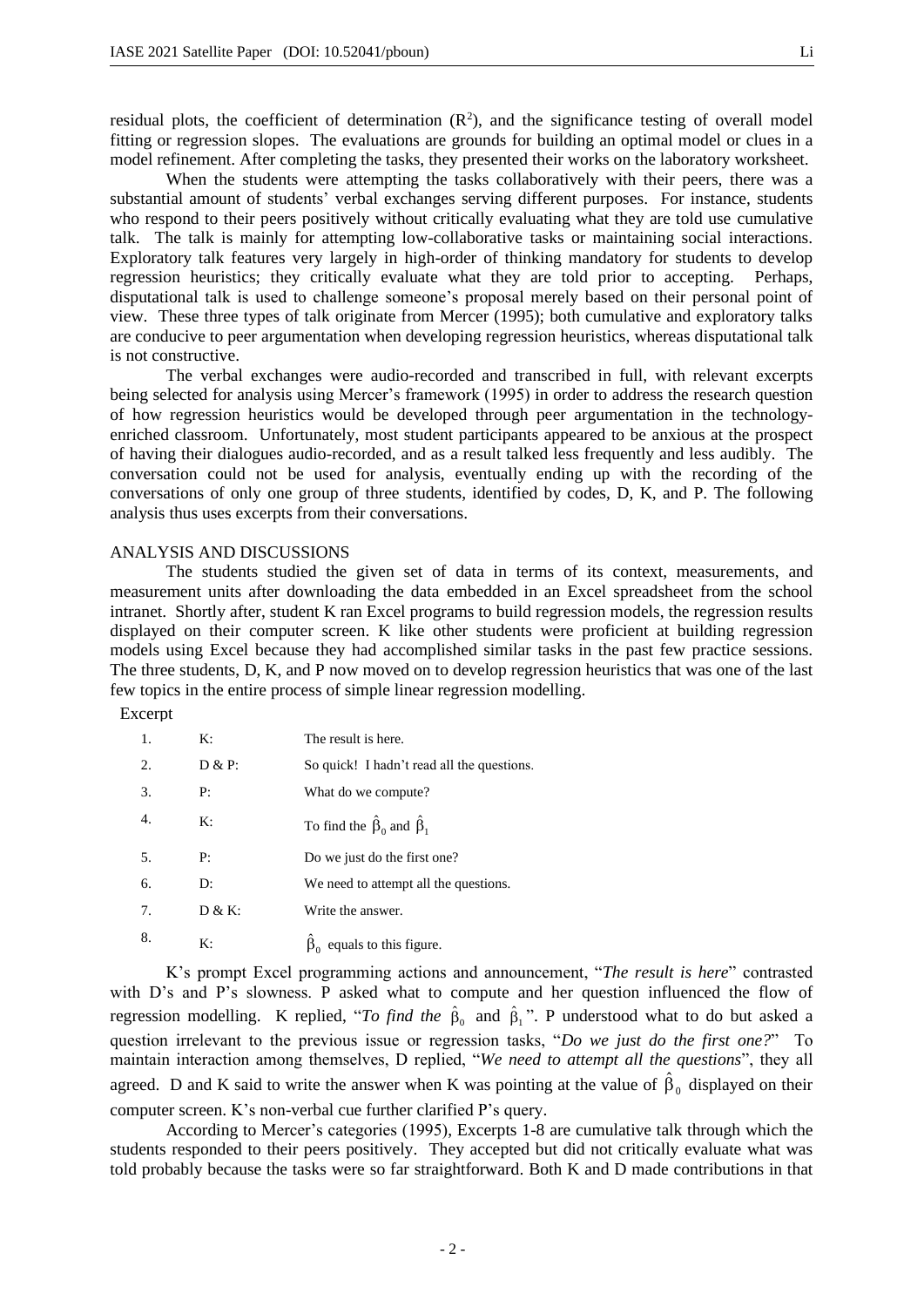residual plots, the coefficient of determination ($R^2$), and the significance testing of overall model fitting or regression slopes. The evaluations are grounds for building an optimal model or clues in a model refinement. After completing the tasks, they presented their works on the laboratory worksheet.

When the students were attempting the tasks collaboratively with their peers, there was a substantial amount of students' verbal exchanges serving different purposes. For instance, students who respond to their peers positively without critically evaluating what they are told use cumulative talk. The talk is mainly for attempting low-collaborative tasks or maintaining social interactions. Exploratory talk features very largely in high-order of thinking mandatory for students to develop regression heuristics; they critically evaluate what they are told prior to accepting. Perhaps, disputational talk is used to challenge someone's proposal merely based on their personal point of view. These three types of talk originate from Mercer (1995); both cumulative and exploratory talks are conducive to peer argumentation when developing regression heuristics, whereas disputational talk is not constructive.

The verbal exchanges were audio-recorded and transcribed in full, with relevant excerpts being selected for analysis using Mercer's framework (1995) in order to address the research question of how regression heuristics would be developed through peer argumentation in the technology-enriched classroom. Unfortunately, most student participants appeared to be anxious at the prospect of having their dialogues audio-recorded, and as a result talked less frequently and less audibly. The conversation could not be used for analysis, eventually ending up with the recording of the conversations of only one group of three students, identified by codes, D, K, and P. The following analysis thus uses excerpts from their conversations.

## ANALYSIS AND DISCUSSIONS

The students studied the given set of data in terms of its context, measurements, and measurement units after downloading the data embedded in an Excel spreadsheet from the school intranet. Shortly after, student K ran Excel programs to build regression models, the regression results displayed on their computer screen. K like other students were proficient at building regression models using Excel because they had accomplished similar tasks in the past few practice sessions. The three students, D, K, and P now moved on to develop regression heuristics that was one of the last few topics in the entire process of simple linear regression modelling.

Excerpt

| | | |
|---|---|---|
| 1. | K: | The result is here. |
| 2. | D & P: | So quick! I hadn't read all the questions. |
| 3. | P: | What do we compute? |
| 4. | K: | To find the $\hat{\beta}_0$ and $\hat{\beta}_1$ |
| 5. | P: | Do we just do the first one? |
| 6. | D: | We need to attempt all the questions. |
| 7. | D & K: | Write the answer. |
| 8. | K: | $\hat{\beta}_0$ equals to this figure. |

K's prompt Excel programming actions and announcement, "*The result is here*" contrasted with D's and P's slowness. P asked what to compute and her question influenced the flow of regression modelling. K replied, "*To find the* $\hat{\beta}_0$ *and* $\hat{\beta}_1$". P understood what to do but asked a question irrelevant to the previous issue or regression tasks, "*Do we just do the first one?*" To maintain interaction among themselves, D replied, "*We need to attempt all the questions*", they all agreed. D and K said to write the answer when K was pointing at the value of $\hat{\beta}_0$ displayed on their computer screen. K's non-verbal cue further clarified P's query.

According to Mercer's categories (1995), Excerpts 1-8 are cumulative talk through which the students responded to their peers positively. They accepted but did not critically evaluate what was told probably because the tasks were so far straightforward. Both K and D made contributions in that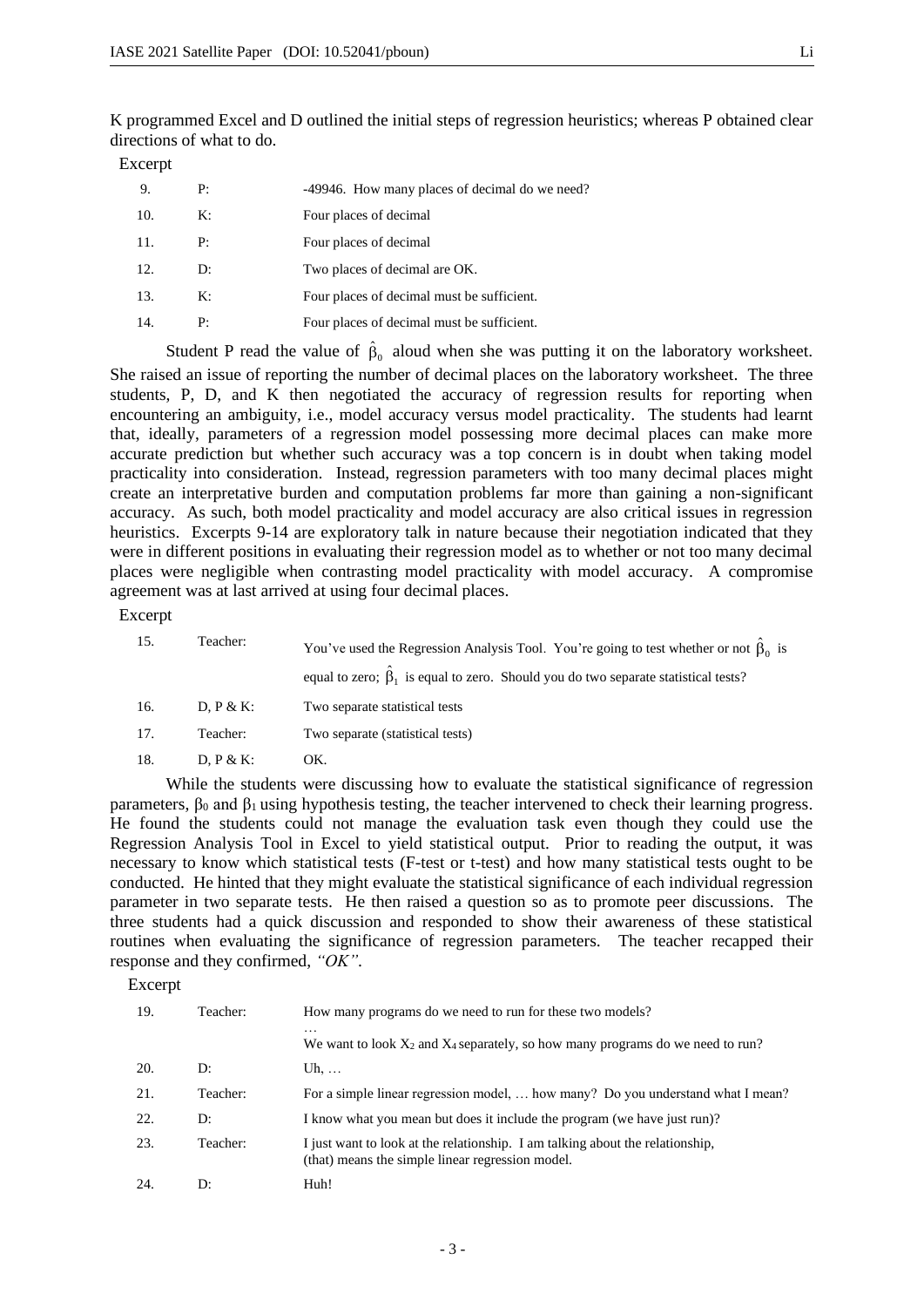K programmed Excel and D outlined the initial steps of regression heuristics; whereas P obtained clear directions of what to do.

Excerpt

| | | |
|---|---|---|
| 9. | P: | -49946. How many places of decimal do we need? |
| 10. | K: | Four places of decimal |
| 11. | P: | Four places of decimal |
| 12. | D: | Two places of decimal are OK. |
| 13. | K: | Four places of decimal must be sufficient. |
| 14. | P: | Four places of decimal must be sufficient. |

Student P read the value of $\hat{\beta}_0$ aloud when she was putting it on the laboratory worksheet. She raised an issue of reporting the number of decimal places on the laboratory worksheet. The three students, P, D, and K then negotiated the accuracy of regression results for reporting when encountering an ambiguity, i.e., model accuracy versus model practicality. The students had learnt that, ideally, parameters of a regression model possessing more decimal places can make more accurate prediction but whether such accuracy was a top concern is in doubt when taking model practicality into consideration. Instead, regression parameters with too many decimal places might create an interpretative burden and computation problems far more than gaining a non-significant accuracy. As such, both model practicality and model accuracy are also critical issues in regression heuristics. Excerpts 9-14 are exploratory talk in nature because their negotiation indicated that they were in different positions in evaluating their regression model as to whether or not too many decimal places were negligible when contrasting model practicality with model accuracy. A compromise agreement was at last arrived at using four decimal places.

Excerpt

| | | |
|---|---|---|
| 15. | Teacher: | You've used the Regression Analysis Tool. You're going to test whether or not $\hat{\beta}_0$ is equal to zero; $\hat{\beta}_1$ is equal to zero. Should you do two separate statistical tests? |
| 16. | D, P & K: | Two separate statistical tests |
| 17. | Teacher: | Two separate (statistical tests) |
| 18. | D, P & K: | OK. |

While the students were discussing how to evaluate the statistical significance of regression parameters, $\beta_0$ and $\beta_1$ using hypothesis testing, the teacher intervened to check their learning progress. He found the students could not manage the evaluation task even though they could use the Regression Analysis Tool in Excel to yield statistical output. Prior to reading the output, it was necessary to know which statistical tests (F-test or t-test) and how many statistical tests ought to be conducted. He hinted that they might evaluate the statistical significance of each individual regression parameter in two separate tests. He then raised a question so as to promote peer discussions. The three students had a quick discussion and responded to show their awareness of these statistical routines when evaluating the significance of regression parameters. The teacher recapped their response and they confirmed, *"OK"*.

Excerpt

| | | |
|---|---|---|
| 19. | Teacher: | How many programs do we need to run for these two models? … We want to look $X_2$ and $X_4$ separately, so how many programs do we need to run? |
| 20. | D: | Uh, … |
| 21. | Teacher: | For a simple linear regression model, … how many? Do you understand what I mean? |
| 22. | D: | I know what you mean but does it include the program (we have just run)? |
| 23. | Teacher: | I just want to look at the relationship. I am talking about the relationship, (that) means the simple linear regression model. |
| 24. | D: | Huh! |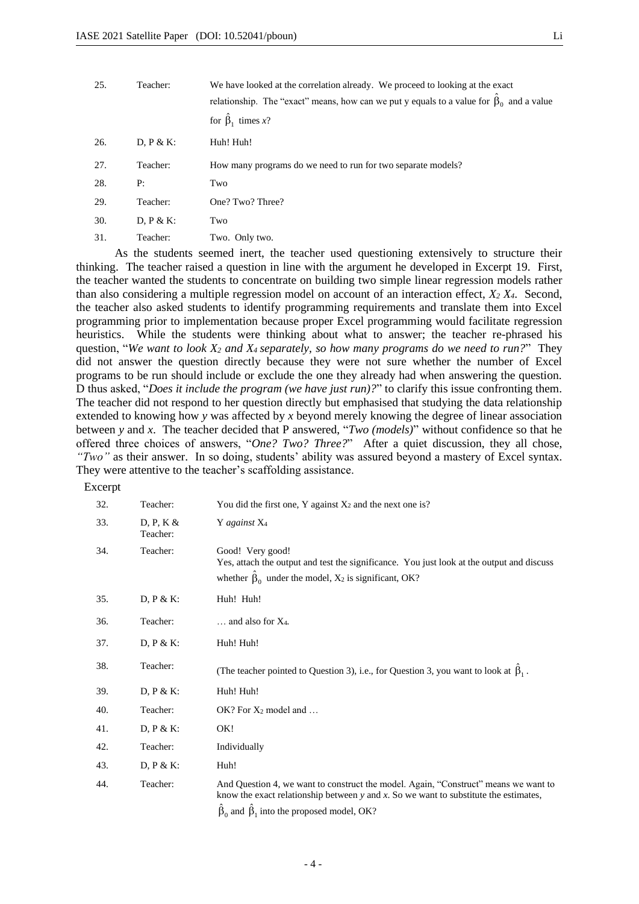| | | |
|---|---|---|
| 25. | Teacher: | We have looked at the correlation already. We proceed to looking at the exact relationship. The "exact" means, how can we put y equals to a value for $\hat{\beta}_0$ and a value for $\hat{\beta}_1$ times *x*? |
| 26. | D, P & K: | Huh! Huh! |
| 27. | Teacher: | How many programs do we need to run for two separate models? |
| 28. | P: | Two |
| 29. | Teacher: | One? Two? Three? |
| 30. | D, P & K: | Two |
| 31. | Teacher: | Two. Only two. |

As the students seemed inert, the teacher used questioning extensively to structure their thinking. The teacher raised a question in line with the argument he developed in Excerpt 19. First, the teacher wanted the students to concentrate on building two simple linear regression models rather than also considering a multiple regression model on account of an interaction effect, $X_2 X_4$. Second, the teacher also asked students to identify programming requirements and translate them into Excel programming prior to implementation because proper Excel programming would facilitate regression heuristics. While the students were thinking about what to answer; the teacher re-phrased his question, "*We want to look $X_2$ and $X_4$ separately, so how many programs do we need to run?*" They did not answer the question directly because they were not sure whether the number of Excel programs to be run should include or exclude the one they already had when answering the question. D thus asked, "*Does it include the program (we have just run)?*" to clarify this issue confronting them. The teacher did not respond to her question directly but emphasised that studying the data relationship extended to knowing how *y* was affected by *x* beyond merely knowing the degree of linear association between *y* and *x*. The teacher decided that P answered, "*Two (models)*" without confidence so that he offered three choices of answers, "*One? Two? Three?*" After a quiet discussion, they all chose, *"Two"* as their answer. In so doing, students' ability was assured beyond a mastery of Excel syntax. They were attentive to the teacher's scaffolding assistance.

Excerpt

| | | |
|---|---|---|
| 32. | Teacher: | You did the first one, Y against $X_2$ and the next one is? |
| 33. | D, P, K & Teacher: | Y *against* $X_4$ |
| 34. | Teacher: | Good! Very good! Yes, attach the output and test the significance. You just look at the output and discuss whether $\hat{\beta}_0$ under the model, $X_2$ is significant, OK? |
| 35. | D, P & K: | Huh! Huh! |
| 36. | Teacher: | … and also for $X_4$. |
| 37. | D, P & K: | Huh! Huh! |
| 38. | Teacher: | (The teacher pointed to Question 3), i.e., for Question 3, you want to look at $\hat{\beta}_1$. |
| 39. | D, P & K: | Huh! Huh! |
| 40. | Teacher: | OK? For $X_2$ model and … |
| 41. | D, P & K: | OK! |
| 42. | Teacher: | Individually |
| 43. | D, P & K: | Huh! |
| 44. | Teacher: | And Question 4, we want to construct the model. Again, "Construct" means we want to know the exact relationship between *y* and *x*. So we want to substitute the estimates, $\hat{\beta}_0$ and $\hat{\beta}_1$ into the proposed model, OK? |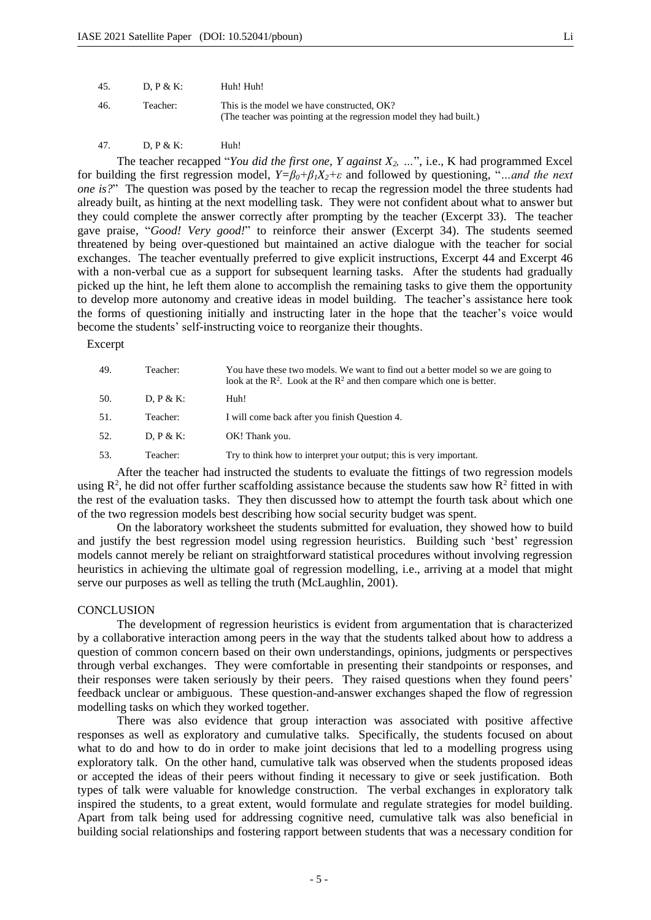| 45. | D, P & K: | Huh! Huh! |
|---|---|---|
| 46. | Teacher: | This is the model we have constructed, OK? (The teacher was pointing at the regression model they had built.) |
| 47. | D, P & K: | Huh! |

The teacher recapped "*You did the first one, Y against $X_2$, …*", i.e., K had programmed Excel for building the first regression model, $Y=\beta_0+\beta_1 X_2+\varepsilon$ and followed by questioning, "*…and the next one is?*" The question was posed by the teacher to recap the regression model the three students had already built, as hinting at the next modelling task. They were not confident about what to answer but they could complete the answer correctly after prompting by the teacher (Excerpt 33). The teacher gave praise, "*Good! Very good!*" to reinforce their answer (Excerpt 34). The students seemed threatened by being over-questioned but maintained an active dialogue with the teacher for social exchanges. The teacher eventually preferred to give explicit instructions, Excerpt 44 and Excerpt 46 with a non-verbal cue as a support for subsequent learning tasks. After the students had gradually picked up the hint, he left them alone to accomplish the remaining tasks to give them the opportunity to develop more autonomy and creative ideas in model building. The teacher's assistance here took the forms of questioning initially and instructing later in the hope that the teacher's voice would become the students' self-instructing voice to reorganize their thoughts.

Excerpt

| 49. | Teacher: | You have these two models. We want to find out a better model so we are going to look at the $R^2$. Look at the $R^2$ and then compare which one is better. |
|---|---|---|
| 50. | D, P & K: | Huh! |
| 51. | Teacher: | I will come back after you finish Question 4. |
| 52. | D, P & K: | OK! Thank you. |
| 53. | Teacher: | Try to think how to interpret your output; this is very important. |

After the teacher had instructed the students to evaluate the fittings of two regression models using $R^2$, he did not offer further scaffolding assistance because the students saw how $R^2$ fitted in with the rest of the evaluation tasks. They then discussed how to attempt the fourth task about which one of the two regression models best describing how social security budget was spent.

On the laboratory worksheet the students submitted for evaluation, they showed how to build and justify the best regression model using regression heuristics. Building such 'best' regression models cannot merely be reliant on straightforward statistical procedures without involving regression heuristics in achieving the ultimate goal of regression modelling, i.e., arriving at a model that might serve our purposes as well as telling the truth (McLaughlin, 2001).

## CONCLUSION

The development of regression heuristics is evident from argumentation that is characterized by a collaborative interaction among peers in the way that the students talked about how to address a question of common concern based on their own understandings, opinions, judgments or perspectives through verbal exchanges. They were comfortable in presenting their standpoints or responses, and their responses were taken seriously by their peers. They raised questions when they found peers' feedback unclear or ambiguous. These question-and-answer exchanges shaped the flow of regression modelling tasks on which they worked together.

There was also evidence that group interaction was associated with positive affective responses as well as exploratory and cumulative talks. Specifically, the students focused on about what to do and how to do in order to make joint decisions that led to a modelling progress using exploratory talk. On the other hand, cumulative talk was observed when the students proposed ideas or accepted the ideas of their peers without finding it necessary to give or seek justification. Both types of talk were valuable for knowledge construction. The verbal exchanges in exploratory talk inspired the students, to a great extent, would formulate and regulate strategies for model building. Apart from talk being used for addressing cognitive need, cumulative talk was also beneficial in building social relationships and fostering rapport between students that was a necessary condition for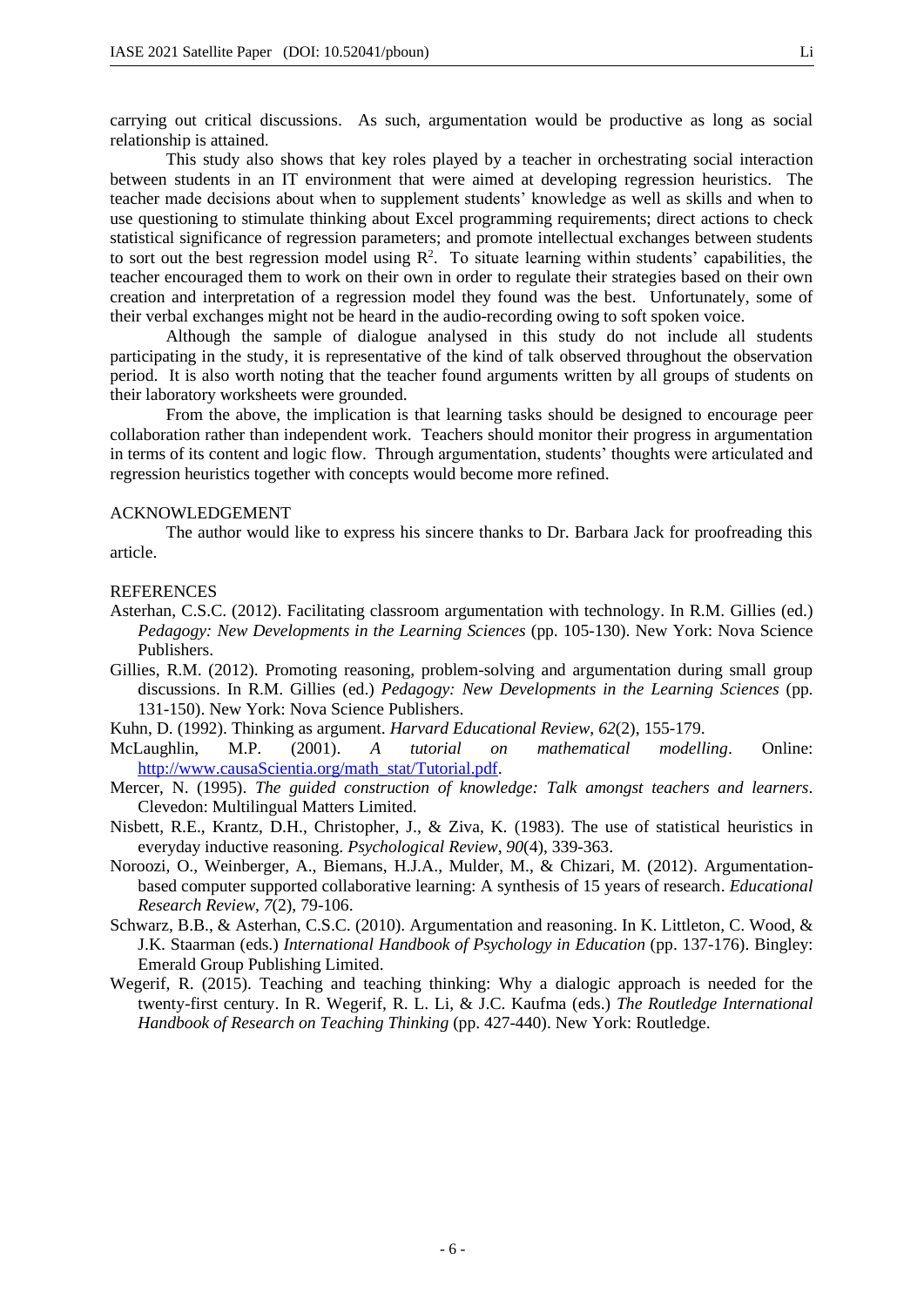carrying out critical discussions. As such, argumentation would be productive as long as social relationship is attained.

This study also shows that key roles played by a teacher in orchestrating social interaction between students in an IT environment that were aimed at developing regression heuristics. The teacher made decisions about when to supplement students' knowledge as well as skills and when to use questioning to stimulate thinking about Excel programming requirements; direct actions to check statistical significance of regression parameters; and promote intellectual exchanges between students to sort out the best regression model using $R^2$. To situate learning within students' capabilities, the teacher encouraged them to work on their own in order to regulate their strategies based on their own creation and interpretation of a regression model they found was the best. Unfortunately, some of their verbal exchanges might not be heard in the audio-recording owing to soft spoken voice.

Although the sample of dialogue analysed in this study do not include all students participating in the study, it is representative of the kind of talk observed throughout the observation period. It is also worth noting that the teacher found arguments written by all groups of students on their laboratory worksheets were grounded.

From the above, the implication is that learning tasks should be designed to encourage peer collaboration rather than independent work. Teachers should monitor their progress in argumentation in terms of its content and logic flow. Through argumentation, students' thoughts were articulated and regression heuristics together with concepts would become more refined.

## ACKNOWLEDGEMENT

The author would like to express his sincere thanks to Dr. Barbara Jack for proofreading this article.

## REFERENCES

Asterhan, C.S.C. (2012). Facilitating classroom argumentation with technology. In R.M. Gillies (ed.) *Pedagogy: New Developments in the Learning Sciences* (pp. 105-130). New York: Nova Science Publishers.

Gillies, R.M. (2012). Promoting reasoning, problem-solving and argumentation during small group discussions. In R.M. Gillies (ed.) *Pedagogy: New Developments in the Learning Sciences* (pp. 131-150). New York: Nova Science Publishers.

Kuhn, D. (1992). Thinking as argument. *Harvard Educational Review*, *62*(2), 155-179.

McLaughlin, M.P. (2001). *A tutorial on mathematical modelling*. Online: http://www.causaScientia.org/math_stat/Tutorial.pdf.

Mercer, N. (1995). *The guided construction of knowledge: Talk amongst teachers and learners*. Clevedon: Multilingual Matters Limited.

Nisbett, R.E., Krantz, D.H., Christopher, J., & Ziva, K. (1983). The use of statistical heuristics in everyday inductive reasoning. *Psychological Review*, *90*(4), 339-363.

Noroozi, O., Weinberger, A., Biemans, H.J.A., Mulder, M., & Chizari, M. (2012). Argumentation-based computer supported collaborative learning: A synthesis of 15 years of research. *Educational Research Review*, *7*(2), 79-106.

Schwarz, B.B., & Asterhan, C.S.C. (2010). Argumentation and reasoning. In K. Littleton, C. Wood, & J.K. Staarman (eds.) *International Handbook of Psychology in Education* (pp. 137-176). Bingley: Emerald Group Publishing Limited.

Wegerif, R. (2015). Teaching and teaching thinking: Why a dialogic approach is needed for the twenty-first century. In R. Wegerif, R. L. Li, & J.C. Kaufma (eds.) *The Routledge International Handbook of Research on Teaching Thinking* (pp. 427-440). New York: Routledge.